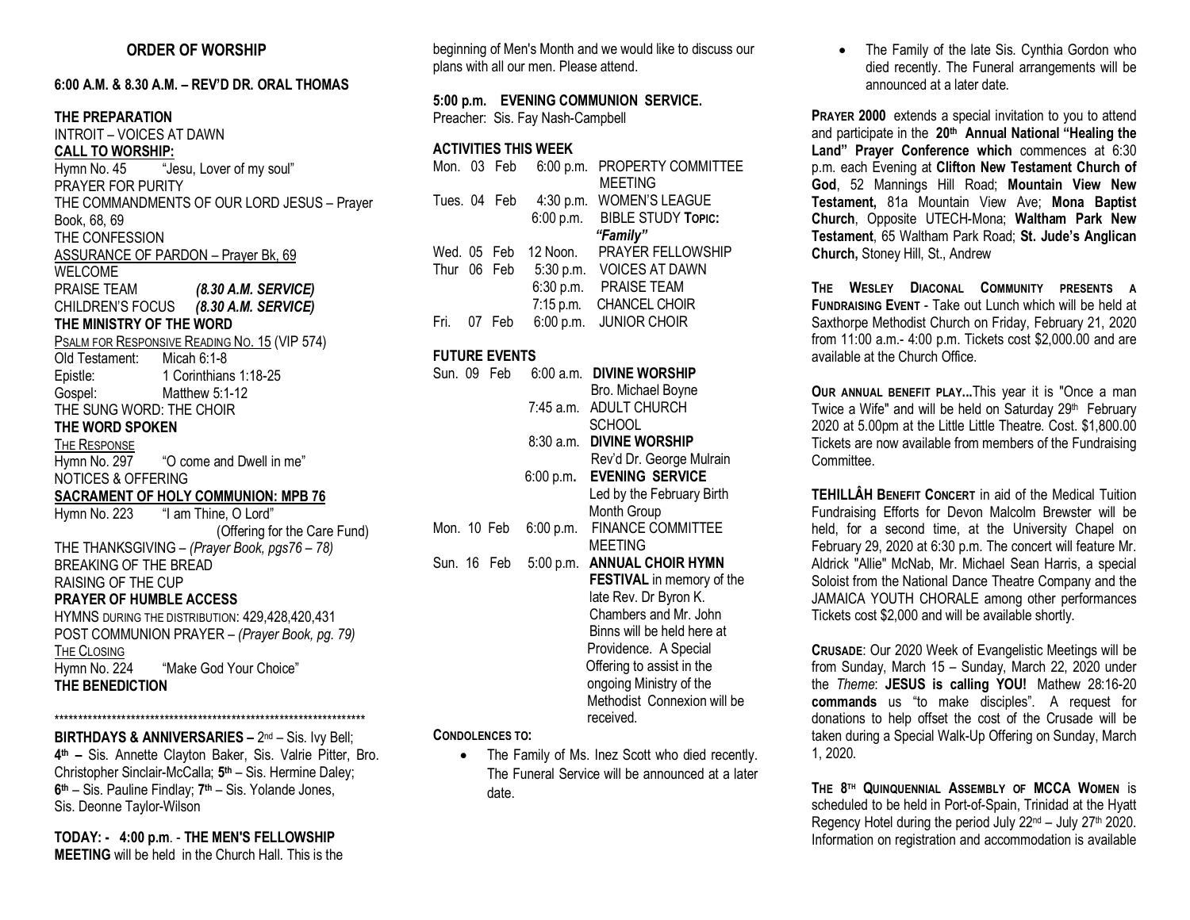## ORDER OF WORSHIP

**6:00 A.M. & 8.30 A.M. – REV'D DR. ORAL THOMAS**

**THE PREPARATION**

INTROIT – VOICES AT DAWN

**CALL TO WORSHIP:**

Hymn No. 45 "Jesu, Lover of my soul"

PRAYER FOR PURITY

THE COMMANDMENTS OF OUR LORD JESUS – Prayer Book, 68, 69

THE CONFESSION

ASSURANCE OF PARDON – Prayer Bk, 69

WELCOME

PRAISE TEAM ***(8.30 A.M. SERVICE)***

CHILDREN'S FOCUS ***(8.30 A.M. SERVICE)***

**THE MINISTRY OF THE WORD**

PSALM FOR RESPONSIVE READING NO. 15 (VIP 574)

Old Testament: Micah 6:1-8

Epistle: 1 Corinthians 1:18-25

Gospel: Matthew 5:1-12

THE SUNG WORD: THE CHOIR

**THE WORD SPOKEN**

THE RESPONSE

Hymn No. 297 "O come and Dwell in me"

NOTICES & OFFERING

**SACRAMENT OF HOLY COMMUNION: MPB 76**

Hymn No. 223 "I am Thine, O Lord"

(Offering for the Care Fund)

THE THANKSGIVING – *(Prayer Book, pgs76 – 78)*

BREAKING OF THE BREAD

RAISING OF THE CUP

**PRAYER OF HUMBLE ACCESS**

HYMNS DURING THE DISTRIBUTION: 429,428,420,431

POST COMMUNION PRAYER – *(Prayer Book, pg. 79)*

THE CLOSING

Hymn No. 224 "Make God Your Choice"

**THE BENEDICTION**

*******************************************************************

**BIRTHDAYS & ANNIVERSARIES –** 2nd – Sis. Ivy Bell; **4th –** Sis. Annette Clayton Baker, Sis. Valrie Pitter, Bro. Christopher Sinclair-McCalla; **5th** – Sis. Hermine Daley; **6th** – Sis. Pauline Findlay; **7th** – Sis. Yolande Jones, Sis. Deonne Taylor-Wilson

**TODAY: - 4:00 p.m**. - **THE MEN'S FELLOWSHIP MEETING** will be held in the Church Hall. This is the beginning of Men's Month and we would like to discuss our plans with all our men. Please attend.

**5:00 p.m. EVENING COMMUNION SERVICE.**

Preacher: Sis. Fay Nash-Campbell

**ACTIVITIES THIS WEEK**

| | | |
|---|---|---|
| Mon. 03 Feb | 6:00 p.m. | PROPERTY COMMITTEE MEETING |
| Tues. 04 Feb | 4:30 p.m. | WOMEN'S LEAGUE |
| | 6:00 p.m. | BIBLE STUDY **TOPIC:** ***"Family"*** |
| Wed. 05 Feb | 12 Noon. | PRAYER FELLOWSHIP |
| Thur 06 Feb | 5:30 p.m. | VOICES AT DAWN |
| | 6:30 p.m. | PRAISE TEAM |
| | 7:15 p.m. | CHANCEL CHOIR |
| Fri. 07 Feb | 6:00 p.m. | JUNIOR CHOIR |

**FUTURE EVENTS**

| | | |
|---|---|---|
| Sun. 09 Feb | 6:00 a.m. | **DIVINE WORSHIP** Bro. Michael Boyne |
| | 7:45 a.m. | ADULT CHURCH SCHOOL |
| | 8:30 a.m. | **DIVINE WORSHIP** Rev'd Dr. George Mulrain |
| | 6:00 p.m. | **EVENING SERVICE** Led by the February Birth Month Group |
| Mon. 10 Feb | 6:00 p.m. | FINANCE COMMITTEE MEETING |
| Sun. 16 Feb | 5:00 p.m. | **ANNUAL CHOIR HYMN FESTIVAL** in memory of the late Rev. Dr Byron K. Chambers and Mr. John Binns will be held here at Providence. A Special Offering to assist in the ongoing Ministry of the Methodist Connexion will be received. |

**CONDOLENCES TO:**

- The Family of Ms. Inez Scott who died recently. The Funeral Service will be announced at a later date.
- The Family of the late Sis. Cynthia Gordon who died recently. The Funeral arrangements will be announced at a later date.

**PRAYER 2000** extends a special invitation to you to attend and participate in the **20th Annual National "Healing the Land" Prayer Conference which** commences at 6:30 p.m. each Evening at **Clifton New Testament Church of God**, 52 Mannings Hill Road; **Mountain View New Testament,** 81a Mountain View Ave; **Mona Baptist Church**, Opposite UTECH-Mona; **Waltham Park New Testament**, 65 Waltham Park Road; **St. Jude's Anglican Church,** Stoney Hill, St., Andrew

**THE WESLEY DIACONAL COMMUNITY PRESENTS A FUNDRAISING EVENT** - Take out Lunch which will be held at Saxthorpe Methodist Church on Friday, February 21, 2020 from 11:00 a.m.- 4:00 p.m. Tickets cost $2,000.00 and are available at the Church Office.

**OUR ANNUAL BENEFIT PLAY...**This year it is "Once a man Twice a Wife" and will be held on Saturday 29th February 2020 at 5.00pm at the Little Little Theatre. Cost. $1,800.00 Tickets are now available from members of the Fundraising Committee.

**TEHILLÂH BENEFIT CONCERT** in aid of the Medical Tuition Fundraising Efforts for Devon Malcolm Brewster will be held, for a second time, at the University Chapel on February 29, 2020 at 6:30 p.m. The concert will feature Mr. Aldrick "Allie" McNab, Mr. Michael Sean Harris, a special Soloist from the National Dance Theatre Company and the JAMAICA YOUTH CHORALE among other performances Tickets cost $2,000 and will be available shortly.

**CRUSADE**: Our 2020 Week of Evangelistic Meetings will be from Sunday, March 15 – Sunday, March 22, 2020 under the *Theme*: **JESUS is calling YOU!** Mathew 28:16-20 **commands** us "to make disciples". A request for donations to help offset the cost of the Crusade will be taken during a Special Walk-Up Offering on Sunday, March 1, 2020.

**THE 8TH QUINQUENNIAL ASSEMBLY OF MCCA WOMEN** is scheduled to be held in Port-of-Spain, Trinidad at the Hyatt Regency Hotel during the period July 22nd – July 27th 2020. Information on registration and accommodation is available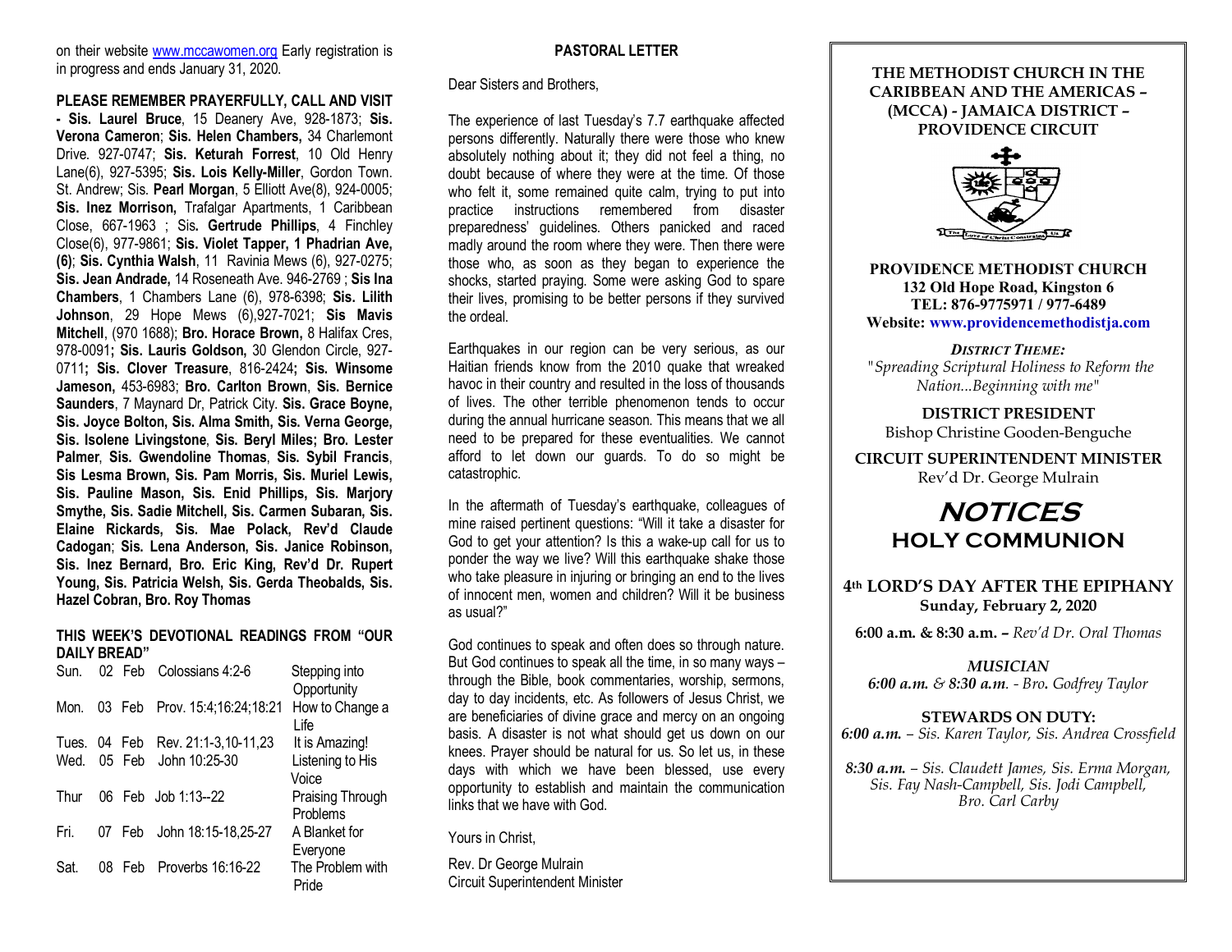on their website www.mccawomen.org Early registration is in progress and ends January 31, 2020.

**PLEASE REMEMBER PRAYERFULLY, CALL AND VISIT - Sis. Laurel Bruce**, 15 Deanery Ave, 928-1873; **Sis. Verona Cameron**; **Sis. Helen Chambers,** 34 Charlemont Drive. 927-0747; **Sis. Keturah Forrest**, 10 Old Henry Lane(6), 927-5395; **Sis. Lois Kelly-Miller**, Gordon Town. St. Andrew; Sis. **Pearl Morgan**, 5 Elliott Ave(8), 924-0005; **Sis. Inez Morrison,** Trafalgar Apartments, 1 Caribbean Close, 667-1963 ; Sis**. Gertrude Phillips**, 4 Finchley Close(6), 977-9861; **Sis. Violet Tapper, 1 Phadrian Ave, (6)**; **Sis. Cynthia Walsh**, 11 Ravinia Mews (6), 927-0275; **Sis. Jean Andrade,** 14 Roseneath Ave. 946-2769 ; **Sis Ina Chambers**, 1 Chambers Lane (6), 978-6398; **Sis. Lilith Johnson**, 29 Hope Mews (6),927-7021; **Sis Mavis Mitchell**, (970 1688); **Bro. Horace Brown,** 8 Halifax Cres, 978-0091**; Sis. Lauris Goldson,** 30 Glendon Circle, 927-0711**; Sis. Clover Treasure**, 816-2424**; Sis. Winsome Jameson,** 453-6983; **Bro. Carlton Brown**, **Sis. Bernice Saunders**, 7 Maynard Dr, Patrick City. **Sis. Grace Boyne, Sis. Joyce Bolton, Sis. Alma Smith, Sis. Verna George, Sis. Isolene Livingstone**, **Sis. Beryl Miles; Bro. Lester Palmer**, **Sis. Gwendoline Thomas**, **Sis. Sybil Francis**, **Sis Lesma Brown, Sis. Pam Morris, Sis. Muriel Lewis, Sis. Pauline Mason, Sis. Enid Phillips, Sis. Marjory Smythe, Sis. Sadie Mitchell, Sis. Carmen Subaran, Sis. Elaine Rickards, Sis. Mae Polack, Rev'd Claude Cadogan**; **Sis. Lena Anderson, Sis. Janice Robinson, Sis. Inez Bernard, Bro. Eric King, Rev'd Dr. Rupert Young, Sis. Patricia Welsh, Sis. Gerda Theobalds, Sis. Hazel Cobran, Bro. Roy Thomas**

**THIS WEEK'S DEVOTIONAL READINGS FROM "OUR DAILY BREAD"**

| | | | | |
|---|---|---|---|---|
| Sun. | 02 | Feb | Colossians 4:2-6 | Stepping into Opportunity |
| Mon. | 03 | Feb | Prov. 15:4;16:24;18:21 | How to Change a Life |
| Tues. | 04 | Feb | Rev. 21:1-3,10-11,23 | It is Amazing! |
| Wed. | 05 | Feb | John 10:25-30 | Listening to His Voice |
| Thur | 06 | Feb | Job 1:13--22 | Praising Through Problems |
| Fri. | 07 | Feb | John 18:15-18,25-27 | A Blanket for Everyone |
| Sat. | 08 | Feb | Proverbs 16:16-22 | The Problem with Pride |

**PASTORAL LETTER**

Dear Sisters and Brothers,

The experience of last Tuesday's 7.7 earthquake affected persons differently. Naturally there were those who knew absolutely nothing about it; they did not feel a thing, no doubt because of where they were at the time. Of those who felt it, some remained quite calm, trying to put into practice instructions remembered from disaster preparedness' guidelines. Others panicked and raced madly around the room where they were. Then there were those who, as soon as they began to experience the shocks, started praying. Some were asking God to spare their lives, promising to be better persons if they survived the ordeal.

Earthquakes in our region can be very serious, as our Haitian friends know from the 2010 quake that wreaked havoc in their country and resulted in the loss of thousands of lives. The other terrible phenomenon tends to occur during the annual hurricane season. This means that we all need to be prepared for these eventualities. We cannot afford to let down our guards. To do so might be catastrophic.

In the aftermath of Tuesday's earthquake, colleagues of mine raised pertinent questions: "Will it take a disaster for God to get your attention? Is this a wake-up call for us to ponder the way we live? Will this earthquake shake those who take pleasure in injuring or bringing an end to the lives of innocent men, women and children? Will it be business as usual?"

God continues to speak and often does so through nature. But God continues to speak all the time, in so many ways – through the Bible, book commentaries, worship, sermons, day to day incidents, etc. As followers of Jesus Christ, we are beneficiaries of divine grace and mercy on an ongoing basis. A disaster is not what should get us down on our knees. Prayer should be natural for us. So let us, in these days with which we have been blessed, use every opportunity to establish and maintain the communication links that we have with God.

Yours in Christ,

Rev. Dr George Mulrain
Circuit Superintendent Minister

**THE METHODIST CHURCH IN THE CARIBBEAN AND THE AMERICAS – (MCCA) - JAMAICA DISTRICT – PROVIDENCE CIRCUIT**

**PROVIDENCE METHODIST CHURCH**
**132 Old Hope Road, Kingston 6**
**TEL: 876-9775971 / 977-6489**
**Website: www.providencemethodistja.com**

***DISTRICT THEME:***
*"Spreading Scriptural Holiness to Reform the Nation...Beginning with me"*

**DISTRICT PRESIDENT**
Bishop Christine Gooden-Benguche

**CIRCUIT SUPERINTENDENT MINISTER**
Rev'd Dr. George Mulrain

# NOTICES
## HOLY COMMUNION

**4th LORD'S DAY AFTER THE EPIPHANY**
**Sunday, February 2, 2020**

**6:00 a.m. & 8:30 a.m. –** *Rev'd Dr. Oral Thomas*

***MUSICIAN***
***6:00 a.m. & 8:30 a.m.** - Bro. Godfrey Taylor*

**STEWARDS ON DUTY:**
***6:00 a.m.** – Sis. Karen Taylor, Sis. Andrea Crossfield*

***8:30 a.m.** – Sis. Claudett James, Sis. Erma Morgan, Sis. Fay Nash-Campbell, Sis. Jodi Campbell, Bro. Carl Carby*